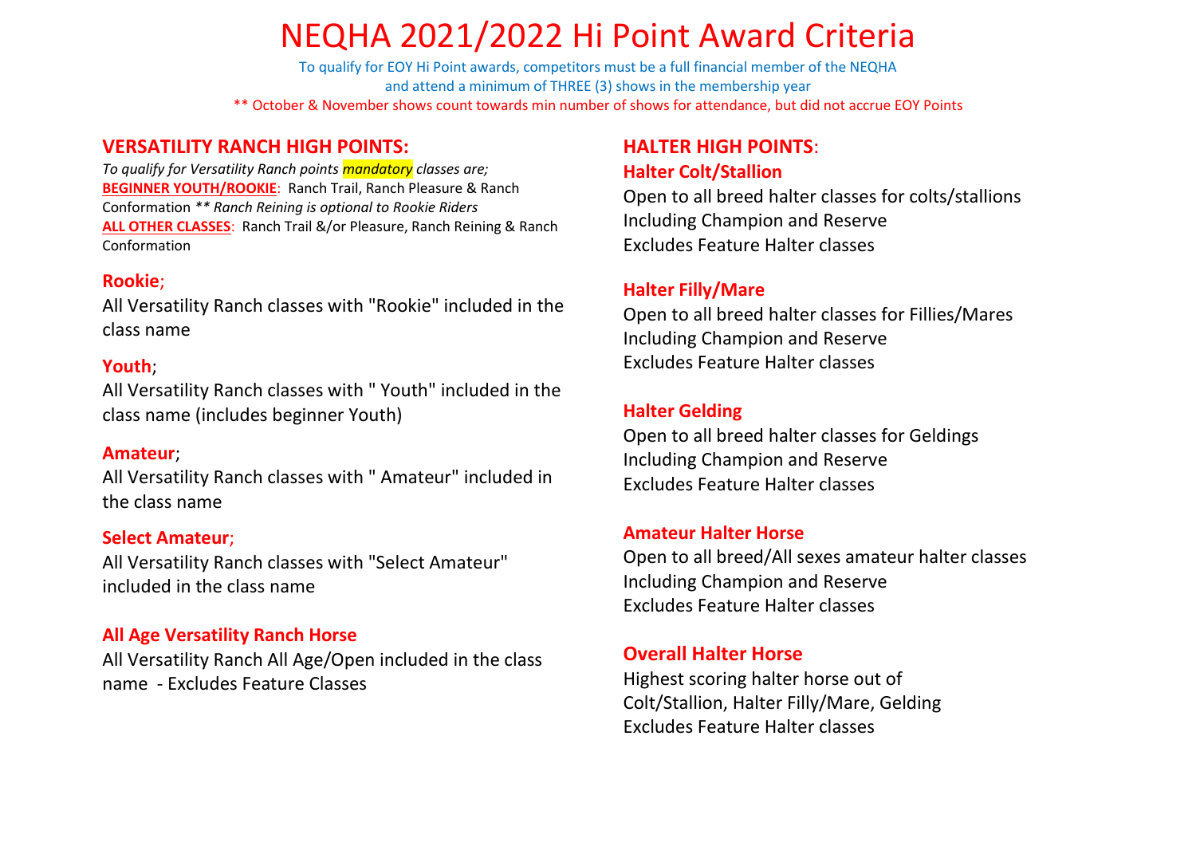# NEQHA 2021/2022 Hi Point Award Criteria

To qualify for EOY Hi Point awards, competitors must be a full financial member of the NEQHA
and attend a minimum of THREE (3) shows in the membership year

** October & November shows count towards min number of shows for attendance, but did not accrue EOY Points

## VERSATILITY RANCH HIGH POINTS:

*To qualify for Versatility Ranch points mandatory classes are;*

**BEGINNER YOUTH/ROOKIE**: Ranch Trail, Ranch Pleasure & Ranch Conformation *** Ranch Reining is optional to Rookie Riders*

**ALL OTHER CLASSES**: Ranch Trail &/or Pleasure, Ranch Reining & Ranch Conformation

### Rookie;

All Versatility Ranch classes with "Rookie" included in the class name

### Youth;

All Versatility Ranch classes with " Youth" included in the class name (includes beginner Youth)

### Amateur;

All Versatility Ranch classes with " Amateur" included in the class name

### Select Amateur;

All Versatility Ranch classes with "Select Amateur" included in the class name

### All Age Versatility Ranch Horse

All Versatility Ranch All Age/Open included in the class name - Excludes Feature Classes

## HALTER HIGH POINTS:

### Halter Colt/Stallion

Open to all breed halter classes for colts/stallions
Including Champion and Reserve
Excludes Feature Halter classes

### Halter Filly/Mare

Open to all breed halter classes for Fillies/Mares
Including Champion and Reserve
Excludes Feature Halter classes

### Halter Gelding

Open to all breed halter classes for Geldings
Including Champion and Reserve
Excludes Feature Halter classes

### Amateur Halter Horse

Open to all breed/All sexes amateur halter classes
Including Champion and Reserve
Excludes Feature Halter classes

### Overall Halter Horse

Highest scoring halter horse out of Colt/Stallion, Halter Filly/Mare, Gelding
Excludes Feature Halter classes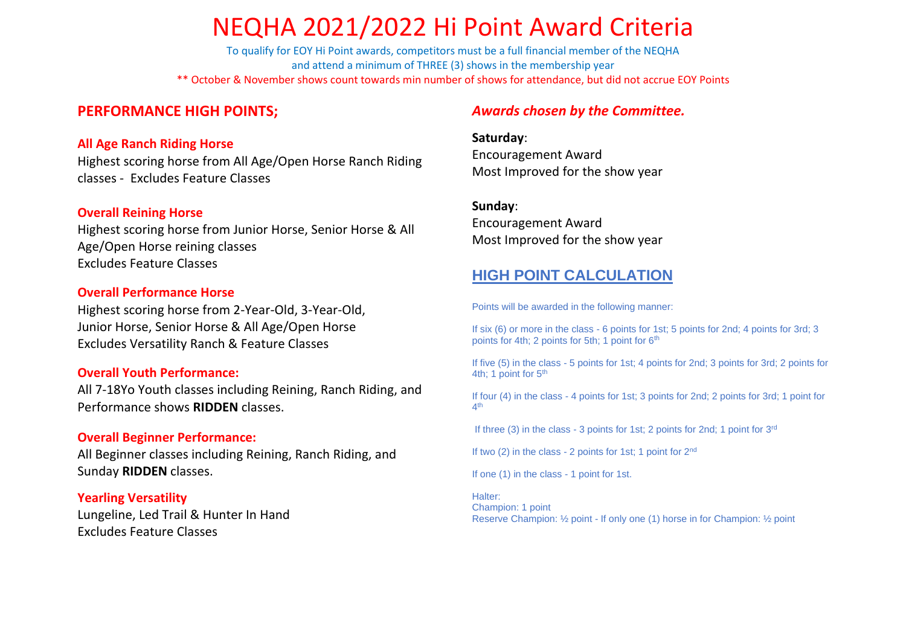# NEQHA 2021/2022 Hi Point Award Criteria

To qualify for EOY Hi Point awards, competitors must be a full financial member of the NEQHA and attend a minimum of THREE (3) shows in the membership year

** October & November shows count towards min number of shows for attendance, but did not accrue EOY Points

## PERFORMANCE HIGH POINTS;

### All Age Ranch Riding Horse

Highest scoring horse from All Age/Open Horse Ranch Riding classes - Excludes Feature Classes

### Overall Reining Horse

Highest scoring horse from Junior Horse, Senior Horse & All Age/Open Horse reining classes
Excludes Feature Classes

### Overall Performance Horse

Highest scoring horse from 2-Year-Old, 3-Year-Old, Junior Horse, Senior Horse & All Age/Open Horse
Excludes Versatility Ranch & Feature Classes

### Overall Youth Performance:

All 7-18Yo Youth classes including Reining, Ranch Riding, and Performance shows **RIDDEN** classes.

### Overall Beginner Performance:

All Beginner classes including Reining, Ranch Riding, and Sunday **RIDDEN** classes.

### Yearling Versatility

Lungeline, Led Trail & Hunter In Hand
Excludes Feature Classes

## *Awards chosen by the Committee.*

**Saturday**:
Encouragement Award
Most Improved for the show year

**Sunday**:
Encouragement Award
Most Improved for the show year

## HIGH POINT CALCULATION

Points will be awarded in the following manner:

If six (6) or more in the class - 6 points for 1st; 5 points for 2nd; 4 points for 3rd; 3 points for 4th; 2 points for 5th; 1 point for 6th

If five (5) in the class - 5 points for 1st; 4 points for 2nd; 3 points for 3rd; 2 points for 4th; 1 point for 5th

If four (4) in the class - 4 points for 1st; 3 points for 2nd; 2 points for 3rd; 1 point for 4th

If three (3) in the class - 3 points for 1st; 2 points for 2nd; 1 point for 3rd

If two (2) in the class - 2 points for 1st; 1 point for 2nd

If one (1) in the class - 1 point for 1st.

Halter:
Champion: 1 point
Reserve Champion: ½ point - If only one (1) horse in for Champion: ½ point